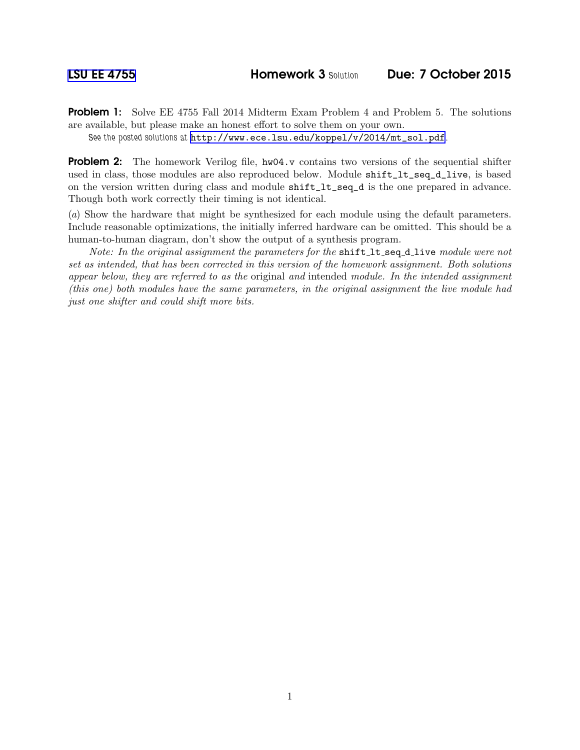LSU EE 4755 **Homework 3** Solution **Due: 7 October 2015**

**Problem 1:** Solve EE 4755 Fall 2014 Midterm Exam Problem 4 and Problem 5. The solutions are available, but please make an honest effort to solve them on your own.

See the posted solutions at http://www.ece.lsu.edu/koppel/v/2014/mt_sol.pdf.

**Problem 2:** The homework Verilog file, `hw04.v` contains two versions of the sequential shifter used in class, those modules are also reproduced below. Module `shift_lt_seq_d_live`, is based on the version written during class and module `shift_lt_seq_d` is the one prepared in advance. Though both work correctly their timing is not identical.

(*a*) Show the hardware that might be synthesized for each module using the default parameters. Include reasonable optimizations, the initially inferred hardware can be omitted. This should be a human-to-human diagram, don't show the output of a synthesis program.

*Note: In the original assignment the parameters for the* `shift_lt_seq_d_live` *module were not set as intended, that has been corrected in this version of the homework assignment. Both solutions appear below, they are referred to as the* original *and* intended *module. In the intended assignment (this one) both modules have the same parameters, in the original assignment the live module had just one shifter and could shift more bits.*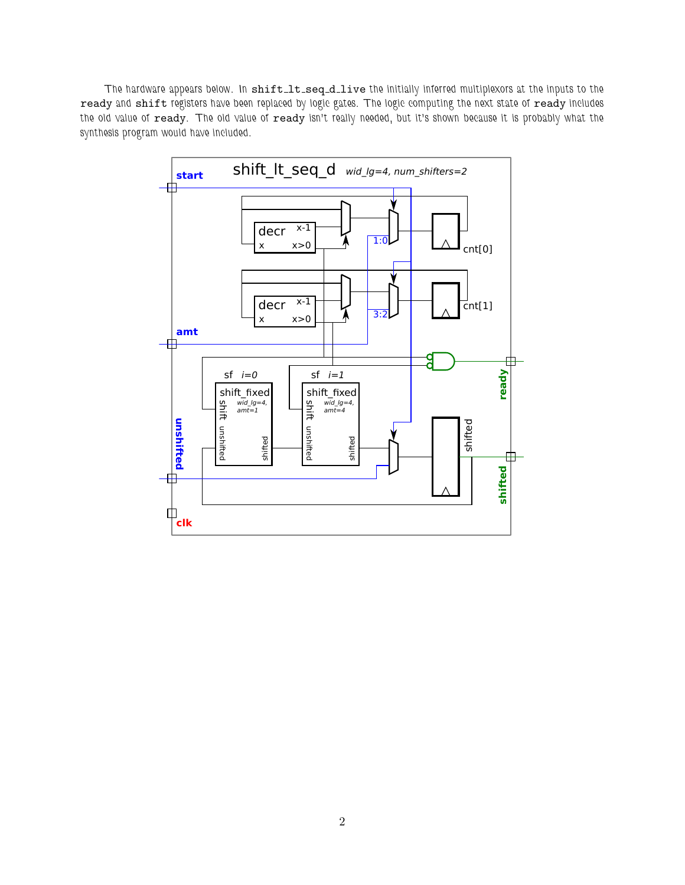The hardware appears below. In `shift_lt_seq_d_live` the initially inferred multiplexors at the inputs to the `ready` and `shift` registers have been replaced by logic gates. The logic computing the next state of `ready` includes the old value of `ready`. The old value of `ready` isn't really needed, but it's shown because it is probably what the synthesis program would have included.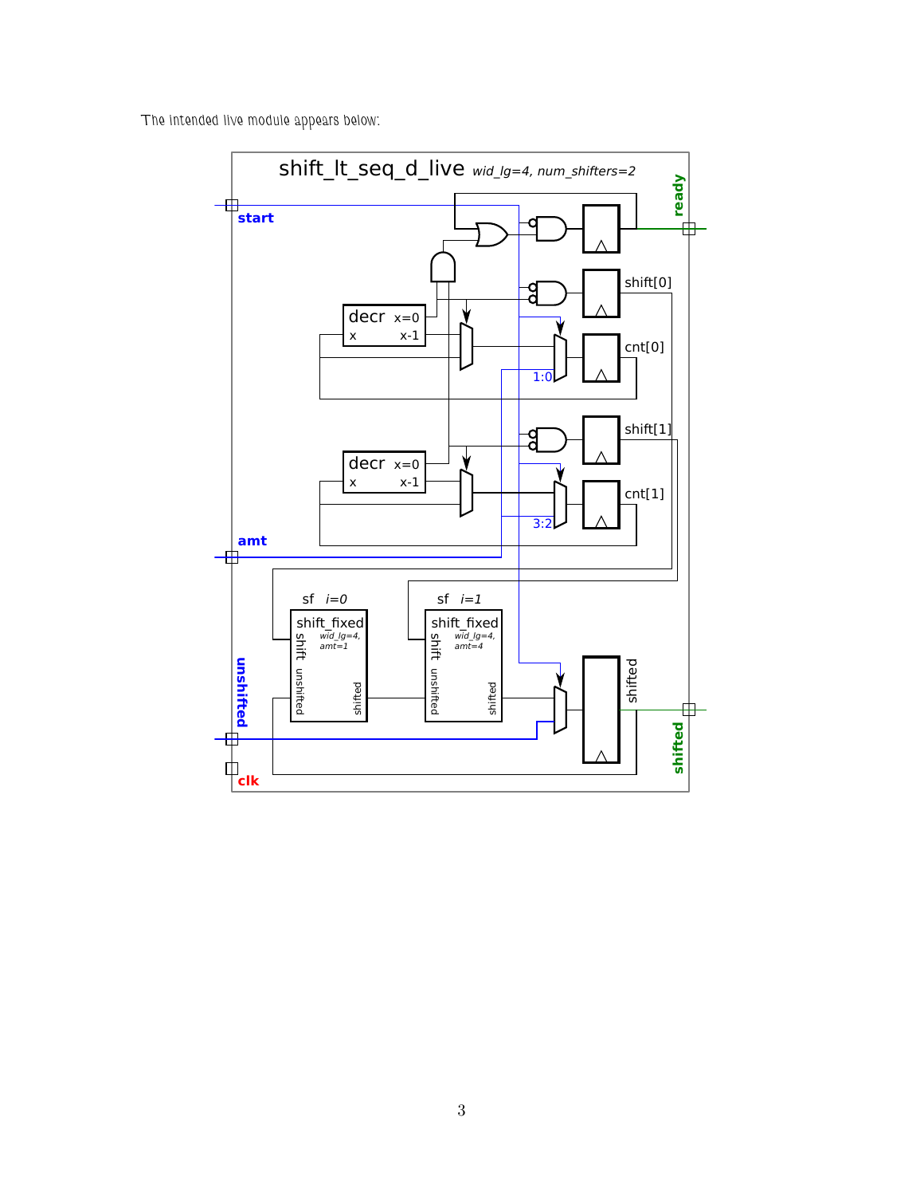The intended live module appears below: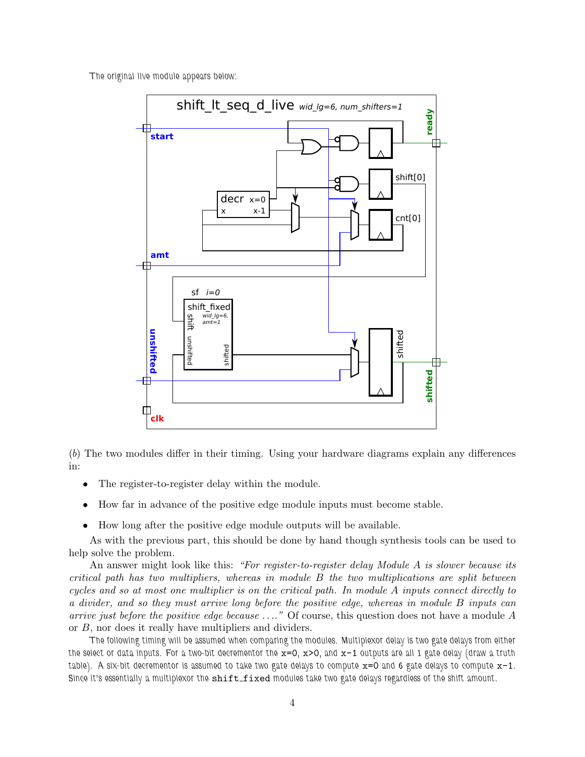The original live module appears below:

(b) The two modules differ in their timing. Using your hardware diagrams explain any differences in:

- The register-to-register delay within the module.
- How far in advance of the positive edge module inputs must become stable.
- How long after the positive edge module outputs will be available.

As with the previous part, this should be done by hand though synthesis tools can be used to help solve the problem.

An answer might look like this: *"For register-to-register delay Module A is slower because its critical path has two multipliers, whereas in module B the two multiplications are split between cycles and so at most one multiplier is on the critical path. In module A inputs connect directly to a divider, and so they must arrive long before the positive edge, whereas in module B inputs can arrive just before the positive edge because ...."* Of course, this question does not have a module A or B, nor does it really have multipliers and dividers.

The following timing will be assumed when comparing the modules. Multiplexor delay is two gate delays from either the select or data inputs. For a two-bit decrementor the x=0, x>0, and x-1 outputs are all 1 gate delay (draw a truth table). A six-bit decrementor is assumed to take two gate delays to compute x=0 and 6 gate delays to compute x-1. Since it's essentially a multiplexor the `shift_fixed` modules take two gate delays regardless of the shift amount.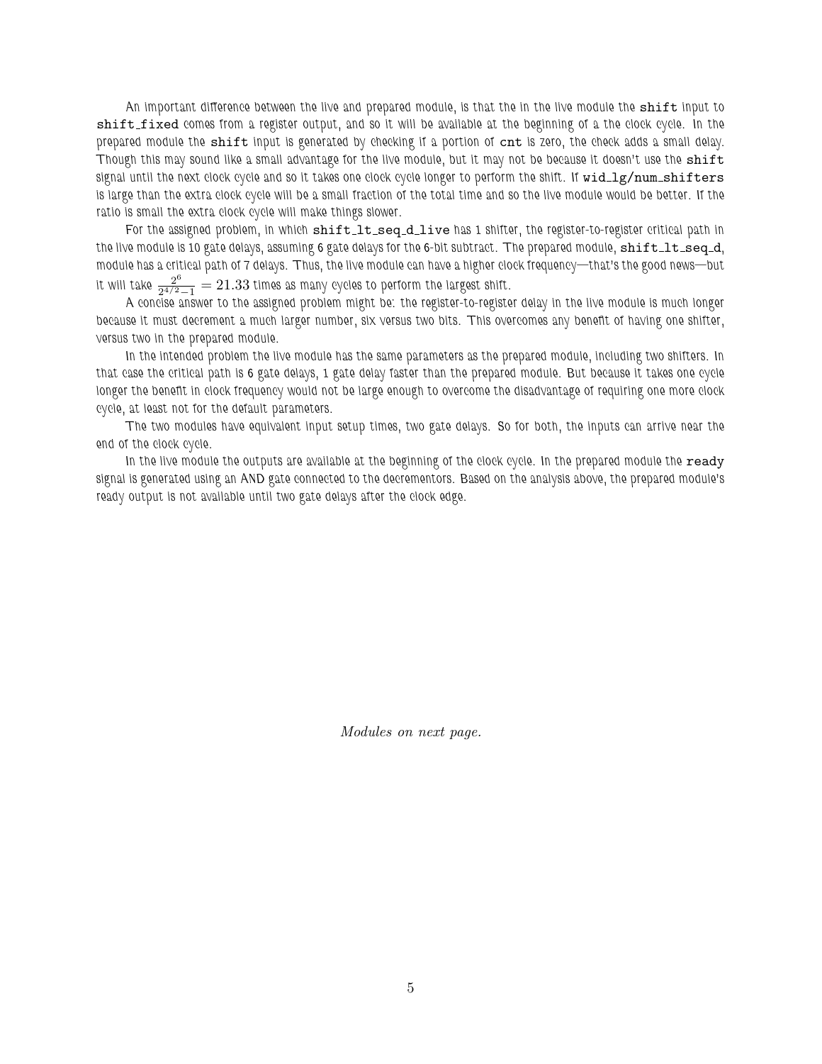An important difference between the live and prepared module, is that the in the live module the `shift` input to `shift_fixed` comes from a register output, and so it will be available at the beginning of a the clock cycle. In the prepared module the `shift` input is generated by checking if a portion of `cnt` is zero, the check adds a small delay. Though this may sound like a small advantage for the live module, but it may not be because it doesn't use the `shift` signal until the next clock cycle and so it takes one clock cycle longer to perform the shift. If `wid_lg/num_shifters` is large than the extra clock cycle will be a small fraction of the total time and so the live module would be better. If the ratio is small the extra clock cycle will make things slower.

For the assigned problem, in which `shift_lt_seq_d_live` has 1 shifter, the register-to-register critical path in the live module is 10 gate delays, assuming 6 gate delays for the 6-bit subtract. The prepared module, `shift_lt_seq_d`, module has a critical path of 7 delays. Thus, the live module can have a higher clock frequency—that's the good news—but it will take $\frac{2^6}{2^{4/2}-1} = 21.33$ times as many cycles to perform the largest shift.

A concise answer to the assigned problem might be: the register-to-register delay in the live module is much longer because it must decrement a much larger number, six versus two bits. This overcomes any benefit of having one shifter, versus two in the prepared module.

In the intended problem the live module has the same parameters as the prepared module, including two shifters. In that case the critical path is 6 gate delays, 1 gate delay faster than the prepared module. But because it takes one cycle longer the benefit in clock frequency would not be large enough to overcome the disadvantage of requiring one more clock cycle, at least not for the default parameters.

The two modules have equivalent input setup times, two gate delays. So for both, the inputs can arrive near the end of the clock cycle.

In the live module the outputs are available at the beginning of the clock cycle. In the prepared module the `ready` signal is generated using an AND gate connected to the decrementors. Based on the analysis above, the prepared module's ready output is not available until two gate delays after the clock edge.

*Modules on next page.*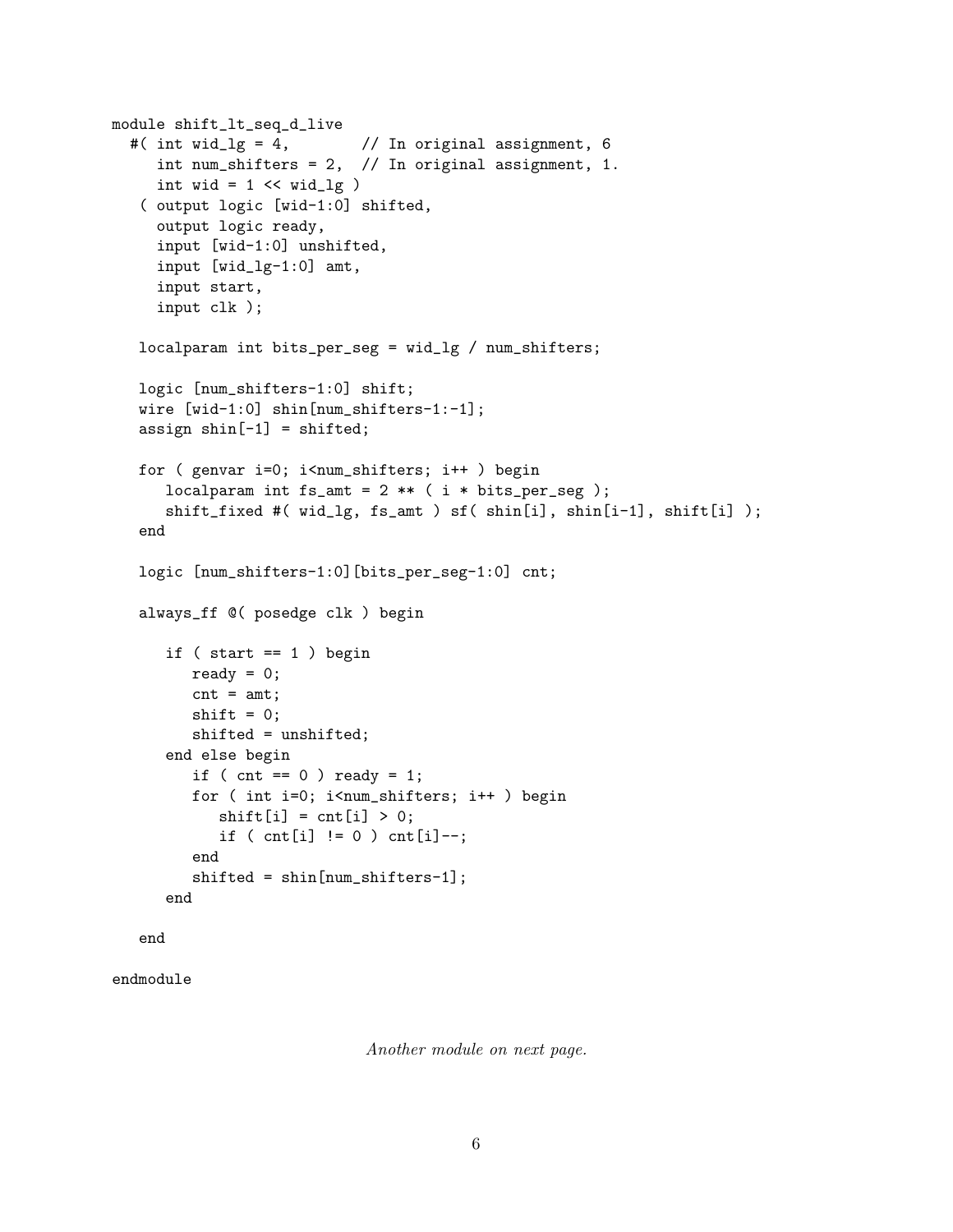```
module shift_lt_seq_d_live
  #( int wid_lg = 4,        // In original assignment, 6
     int num_shifters = 2,  // In original assignment, 1.
     int wid = 1 << wid_lg )
   ( output logic [wid-1:0] shifted,
     output logic ready,
     input [wid-1:0] unshifted,
     input [wid_lg-1:0] amt,
     input start,
     input clk );

   localparam int bits_per_seg = wid_lg / num_shifters;

   logic [num_shifters-1:0] shift;
   wire [wid-1:0] shin[num_shifters-1:-1];
   assign shin[-1] = shifted;

   for ( genvar i=0; i<num_shifters; i++ ) begin
      localparam int fs_amt = 2 ** ( i * bits_per_seg );
      shift_fixed #( wid_lg, fs_amt ) sf( shin[i], shin[i-1], shift[i] );
   end

   logic [num_shifters-1:0][bits_per_seg-1:0] cnt;

   always_ff @( posedge clk ) begin

      if ( start == 1 ) begin
         ready = 0;
         cnt = amt;
         shift = 0;
         shifted = unshifted;
      end else begin
         if ( cnt == 0 ) ready = 1;
         for ( int i=0; i<num_shifters; i++ ) begin
            shift[i] = cnt[i] > 0;
            if ( cnt[i] != 0 ) cnt[i]--;
         end
         shifted = shin[num_shifters-1];
      end

   end

endmodule
```

*Another module on next page.*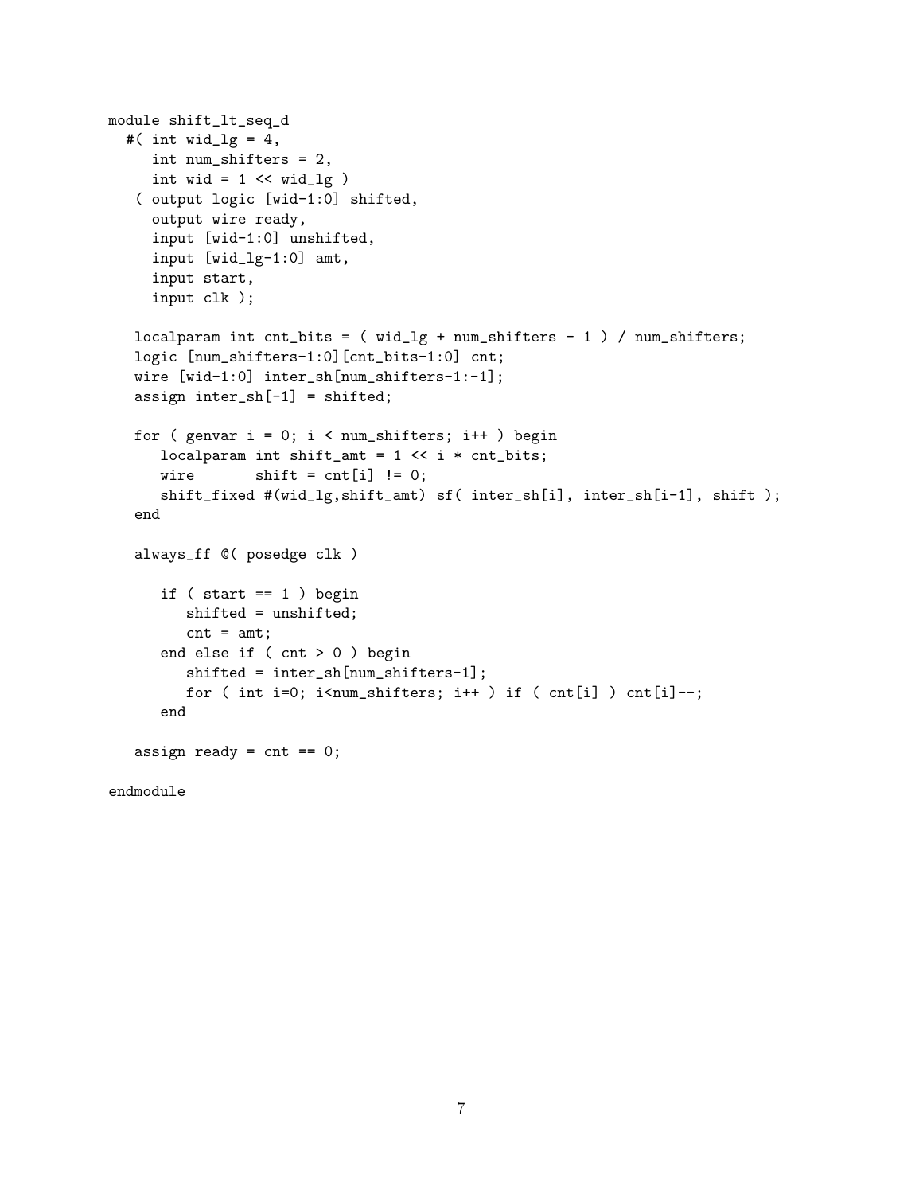```
module shift_lt_seq_d
  #( int wid_lg = 4,
     int num_shifters = 2,
     int wid = 1 << wid_lg )
   ( output logic [wid-1:0] shifted,
     output wire ready,
     input [wid-1:0] unshifted,
     input [wid_lg-1:0] amt,
     input start,
     input clk );

   localparam int cnt_bits = ( wid_lg + num_shifters - 1 ) / num_shifters;
   logic [num_shifters-1:0][cnt_bits-1:0] cnt;
   wire [wid-1:0] inter_sh[num_shifters-1:-1];
   assign inter_sh[-1] = shifted;

   for ( genvar i = 0; i < num_shifters; i++ ) begin
      localparam int shift_amt = 1 << i * cnt_bits;
      wire       shift = cnt[i] != 0;
      shift_fixed #(wid_lg,shift_amt) sf( inter_sh[i], inter_sh[i-1], shift );
   end

   always_ff @( posedge clk )

      if ( start == 1 ) begin
         shifted = unshifted;
         cnt = amt;
      end else if ( cnt > 0 ) begin
         shifted = inter_sh[num_shifters-1];
         for ( int i=0; i<num_shifters; i++ ) if ( cnt[i] ) cnt[i]--;
      end

   assign ready = cnt == 0;

endmodule
```